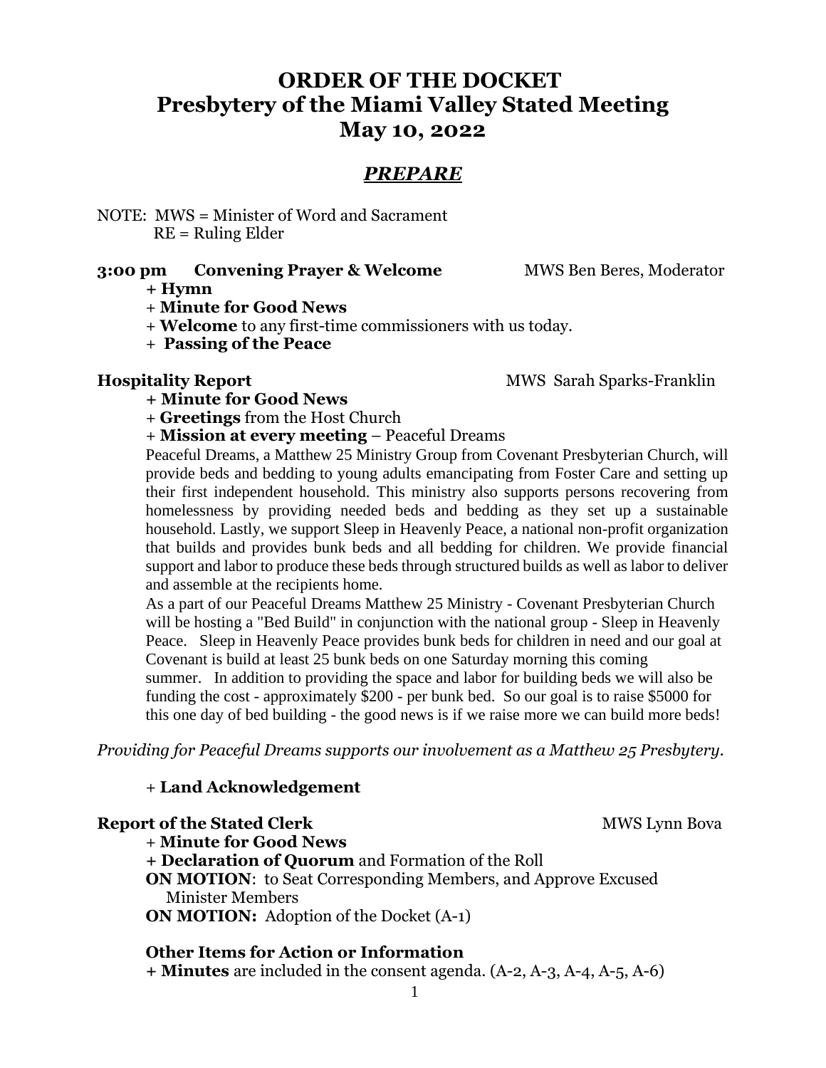# ORDER OF THE DOCKET
# Presbytery of the Miami Valley Stated Meeting
# May 10, 2022

## *PREPARE*

NOTE: MWS = Minister of Word and Sacrament
RE = Ruling Elder

**3:00 pm Convening Prayer & Welcome** MWS Ben Beres, Moderator

- **+ Hymn**
- + **Minute for Good News**
- + **Welcome** to any first-time commissioners with us today.
- + **Passing of the Peace**

**Hospitality Report** MWS Sarah Sparks-Franklin

- **+ Minute for Good News**
- + **Greetings** from the Host Church
- + **Mission at every meeting** – Peaceful Dreams

Peaceful Dreams, a Matthew 25 Ministry Group from Covenant Presbyterian Church, will provide beds and bedding to young adults emancipating from Foster Care and setting up their first independent household. This ministry also supports persons recovering from homelessness by providing needed beds and bedding as they set up a sustainable household. Lastly, we support Sleep in Heavenly Peace, a national non-profit organization that builds and provides bunk beds and all bedding for children. We provide financial support and labor to produce these beds through structured builds as well as labor to deliver and assemble at the recipients home.

As a part of our Peaceful Dreams Matthew 25 Ministry - Covenant Presbyterian Church will be hosting a "Bed Build" in conjunction with the national group - Sleep in Heavenly Peace. Sleep in Heavenly Peace provides bunk beds for children in need and our goal at Covenant is build at least 25 bunk beds on one Saturday morning this coming summer. In addition to providing the space and labor for building beds we will also be funding the cost - approximately $200 - per bunk bed. So our goal is to raise $5000 for this one day of bed building - the good news is if we raise more we can build more beds!

*Providing for Peaceful Dreams supports our involvement as a Matthew 25 Presbytery.*

- + **Land Acknowledgement**

**Report of the Stated Clerk** MWS Lynn Bova

- + **Minute for Good News**
- **+ Declaration of Quorum** and Formation of the Roll

**ON MOTION**: to Seat Corresponding Members, and Approve Excused Minister Members

**ON MOTION:** Adoption of the Docket (A-1)

**Other Items for Action or Information**

**+ Minutes** are included in the consent agenda. (A-2, A-3, A-4, A-5, A-6)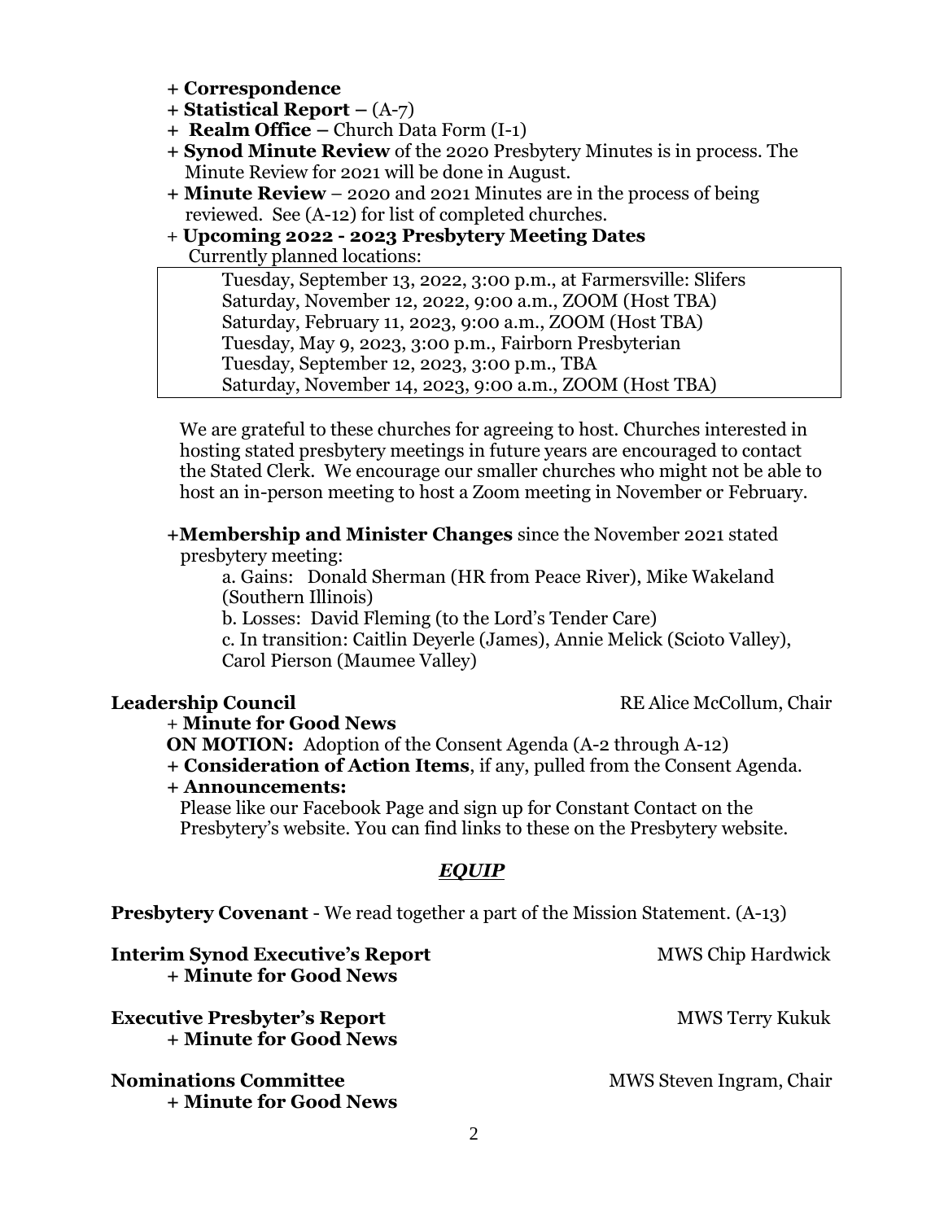+ **Correspondence**

+ **Statistical Report –** (A-7)

+ **Realm Office –** Church Data Form (I-1)

+ **Synod Minute Review** of the 2020 Presbytery Minutes is in process. The Minute Review for 2021 will be done in August.

+ **Minute Review** – 2020 and 2021 Minutes are in the process of being reviewed. See (A-12) for list of completed churches.

+ **Upcoming 2022 - 2023 Presbytery Meeting Dates**
  Currently planned locations:

| |
|---|
| Tuesday, September 13, 2022, 3:00 p.m., at Farmersville: Slifers |
| Saturday, November 12, 2022, 9:00 a.m., ZOOM (Host TBA) |
| Saturday, February 11, 2023, 9:00 a.m., ZOOM (Host TBA) |
| Tuesday, May 9, 2023, 3:00 p.m., Fairborn Presbyterian |
| Tuesday, September 12, 2023, 3:00 p.m., TBA |
| Saturday, November 14, 2023, 9:00 a.m., ZOOM (Host TBA) |

We are grateful to these churches for agreeing to host. Churches interested in hosting stated presbytery meetings in future years are encouraged to contact the Stated Clerk. We encourage our smaller churches who might not be able to host an in-person meeting to host a Zoom meeting in November or February.

+**Membership and Minister Changes** since the November 2021 stated presbytery meeting:

a. Gains: Donald Sherman (HR from Peace River), Mike Wakeland (Southern Illinois)
b. Losses: David Fleming (to the Lord's Tender Care)
c. In transition: Caitlin Deyerle (James), Annie Melick (Scioto Valley), Carol Pierson (Maumee Valley)

**Leadership Council** RE Alice McCollum, Chair

+ **Minute for Good News**

**ON MOTION:** Adoption of the Consent Agenda (A-2 through A-12)

+ **Consideration of Action Items**, if any, pulled from the Consent Agenda.

+ **Announcements:**
  Please like our Facebook Page and sign up for Constant Contact on the Presbytery's website. You can find links to these on the Presbytery website.

## ***EQUIP***

**Presbytery Covenant** - We read together a part of the Mission Statement. (A-13)

**Interim Synod Executive's Report** MWS Chip Hardwick
+ **Minute for Good News**

**Executive Presbyter's Report** MWS Terry Kukuk
+ **Minute for Good News**

**Nominations Committee** MWS Steven Ingram, Chair
+ **Minute for Good News**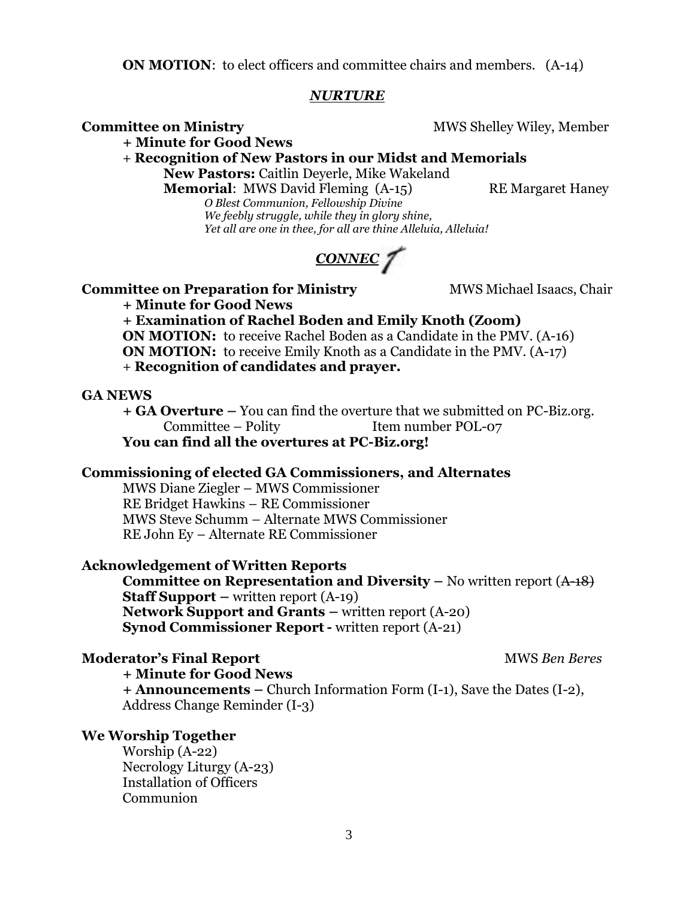**ON MOTION**: to elect officers and committee chairs and members. (A-14)

***NURTURE***

**Committee on Ministry** MWS Shelley Wiley, Member

- **Minute for Good News**
- **Recognition of New Pastors in our Midst and Memorials**
  - **New Pastors:** Caitlin Deyerle, Mike Wakeland
  - **Memorial**: MWS David Fleming (A-15) RE Margaret Haney

    *O Blest Communion, Fellowship Divine*
    *We feebly struggle, while they in glory shine,*
    *Yet all are one in thee, for all are thine Alleluia, Alleluia!*

***CONNECT***

**Committee on Preparation for Ministry** MWS Michael Isaacs, Chair

- **Minute for Good News**
- **Examination of Rachel Boden and Emily Knoth (Zoom)**

**ON MOTION:** to receive Rachel Boden as a Candidate in the PMV. (A-16)
**ON MOTION:** to receive Emily Knoth as a Candidate in the PMV. (A-17)

- **Recognition of candidates and prayer.**

**GA NEWS**

- **GA Overture –** You can find the overture that we submitted on PC-Biz.org.
  Committee – Polity Item number POL-07

**You can find all the overtures at PC-Biz.org!**

**Commissioning of elected GA Commissioners, and Alternates**

MWS Diane Ziegler – MWS Commissioner
RE Bridget Hawkins – RE Commissioner
MWS Steve Schumm – Alternate MWS Commissioner
RE John Ey – Alternate RE Commissioner

**Acknowledgement of Written Reports**

**Committee on Representation and Diversity –** No written report (~~A-18~~)
**Staff Support –** written report (A-19)
**Network Support and Grants –** written report (A-20)
**Synod Commissioner Report -** written report (A-21)

**Moderator's Final Report** MWS *Ben Beres*

- **Minute for Good News**
- **Announcements –** Church Information Form (I-1), Save the Dates (I-2), Address Change Reminder (I-3)

**We Worship Together**

Worship (A-22)
Necrology Liturgy (A-23)
Installation of Officers
Communion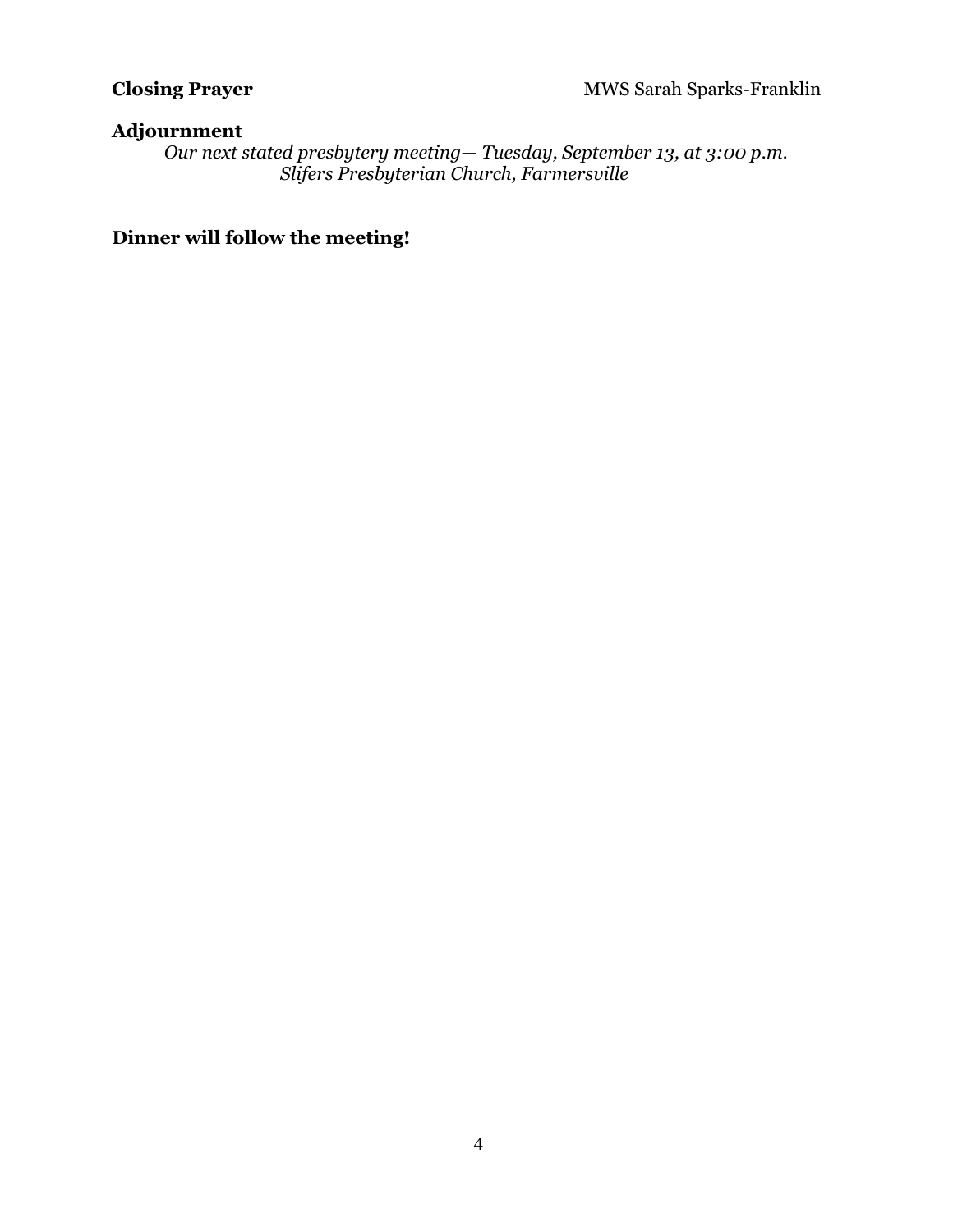**Closing Prayer** MWS Sarah Sparks-Franklin

**Adjournment**

*Our next stated presbytery meeting— Tuesday, September 13, at 3:00 p.m.*
*Slifers Presbyterian Church, Farmersville*

**Dinner will follow the meeting!**